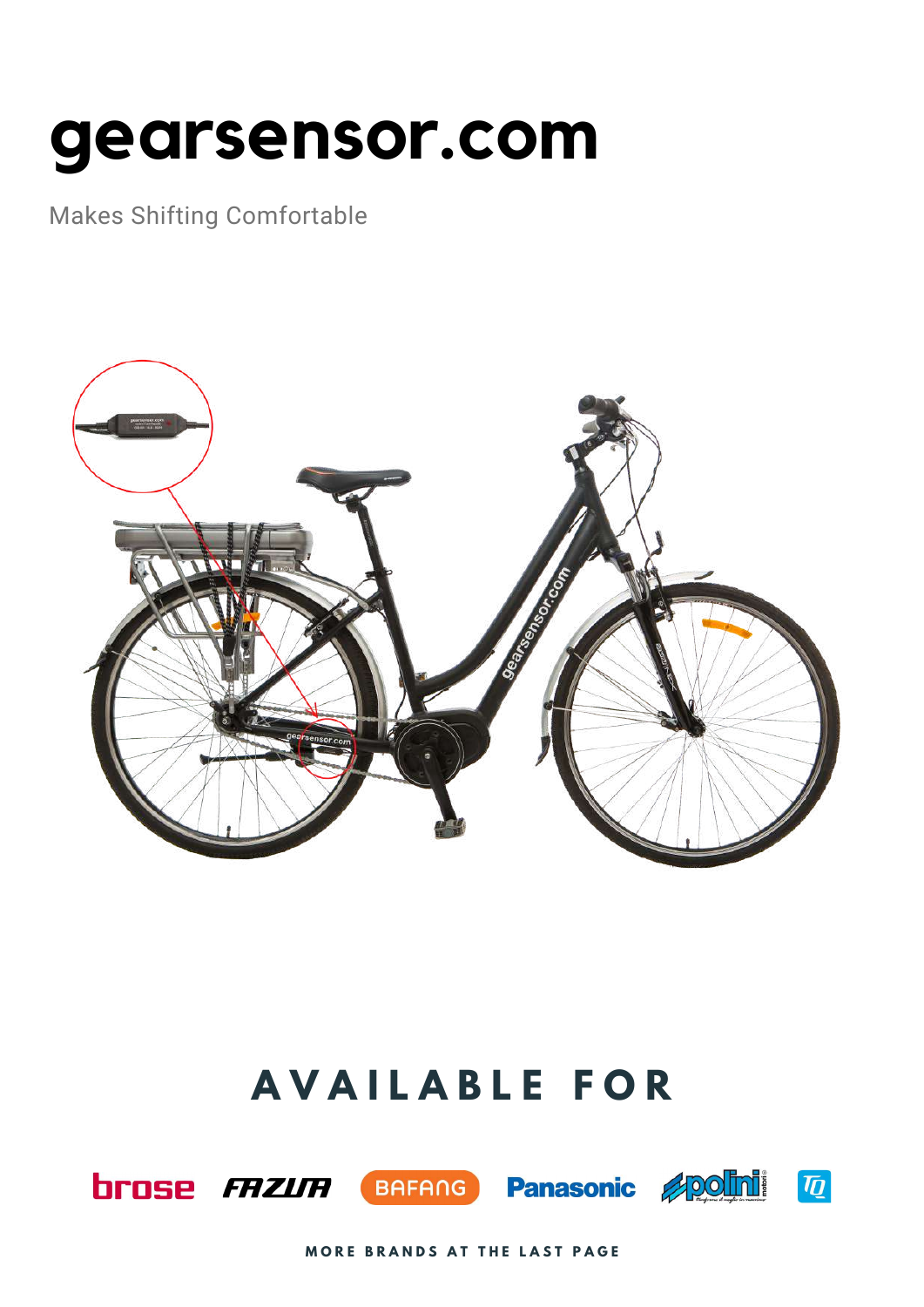# gearsensor.com

Makes Shifting Comfortable

## AVAILABLE FOR

brose FAZUA BAFANG Panasonic polini TQ

MORE BRANDS AT THE LAST PAGE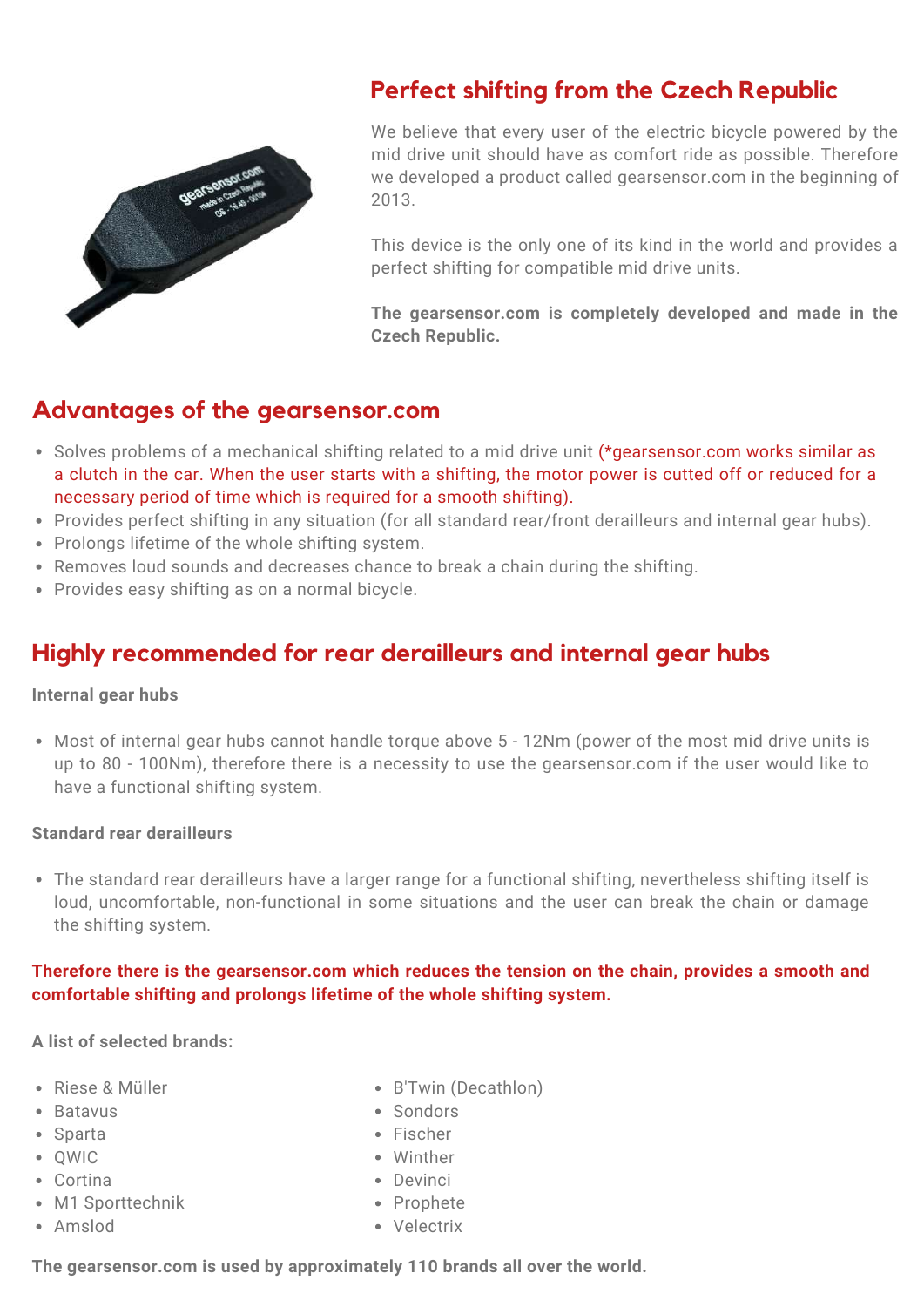## Perfect shifting from the Czech Republic

We believe that every user of the electric bicycle powered by the mid drive unit should have as comfort ride as possible. Therefore we developed a product called gearsensor.com in the beginning of 2013.

This device is the only one of its kind in the world and provides a perfect shifting for compatible mid drive units.

**The gearsensor.com is completely developed and made in the Czech Republic.**

## Advantages of the gearsensor.com

- Solves problems of a mechanical shifting related to a mid drive unit (*gearsensor.com works similar as a clutch in the car. When the user starts with a shifting, the motor power is cutted off or reduced for a necessary period of time which is required for a smooth shifting).
- Provides perfect shifting in any situation (for all standard rear/front derailleurs and internal gear hubs).
- Prolongs lifetime of the whole shifting system.
- Removes loud sounds and decreases chance to break a chain during the shifting.
- Provides easy shifting as on a normal bicycle.

## Highly recommended for rear derailleurs and internal gear hubs

**Internal gear hubs**

- Most of internal gear hubs cannot handle torque above 5 - 12Nm (power of the most mid drive units is up to 80 - 100Nm), therefore there is a necessity to use the gearsensor.com if the user would like to have a functional shifting system.

**Standard rear derailleurs**

- The standard rear derailleurs have a larger range for a functional shifting, nevertheless shifting itself is loud, uncomfortable, non-functional in some situations and the user can break the chain or damage the shifting system.

**Therefore there is the gearsensor.com which reduces the tension on the chain, provides a smooth and comfortable shifting and prolongs lifetime of the whole shifting system.**

**A list of selected brands:**

- Riese & Müller
- Batavus
- Sparta
- QWIC
- Cortina
- M1 Sporttechnik
- Amslod
- B'Twin (Decathlon)
- Sondors
- Fischer
- Winther
- Devinci
- Prophete
- Velectrix

**The gearsensor.com is used by approximately 110 brands all over the world.**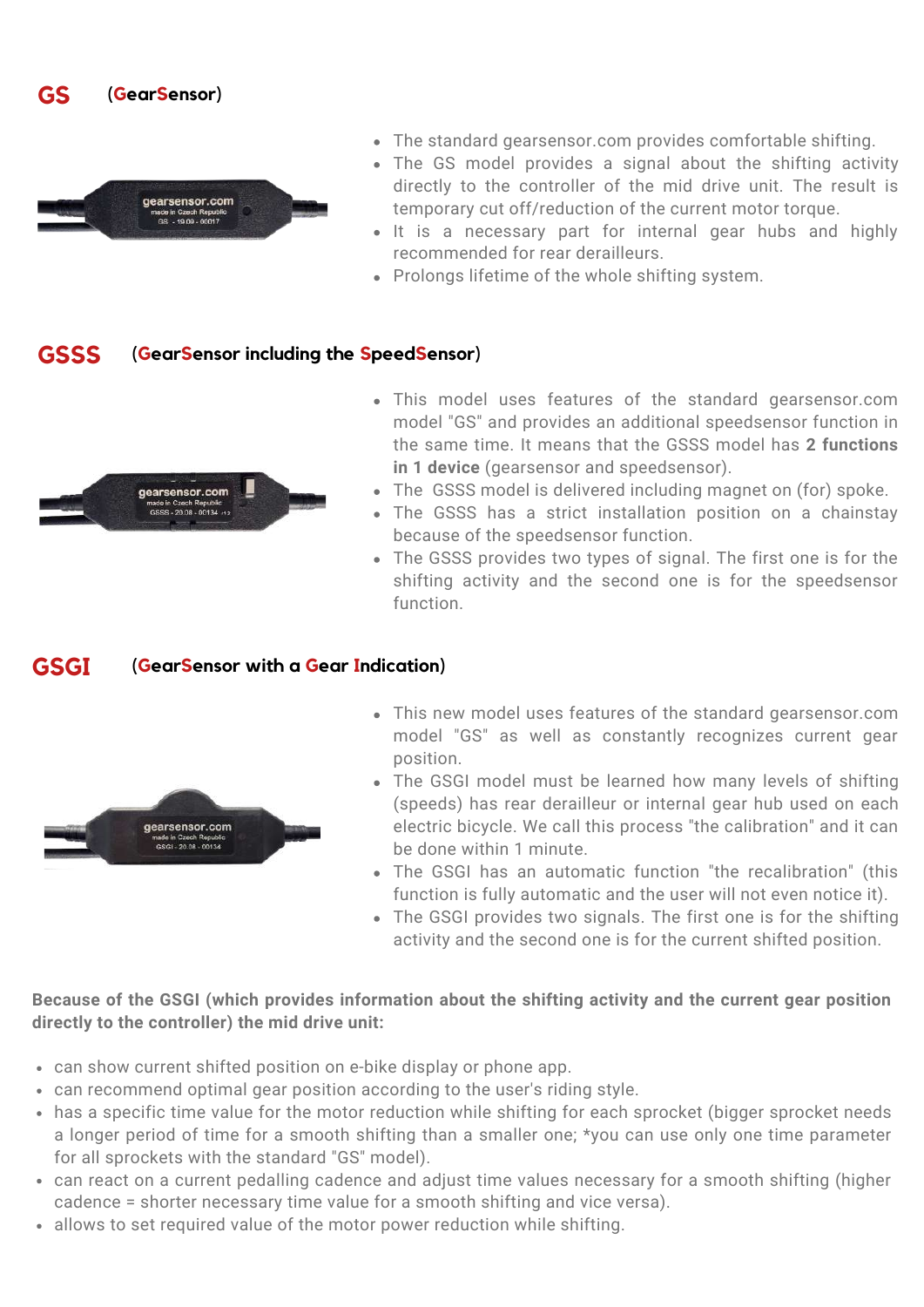## GS (GearSensor)

- The standard gearsensor.com provides comfortable shifting.
- The GS model provides a signal about the shifting activity directly to the controller of the mid drive unit. The result is temporary cut off/reduction of the current motor torque.
- It is a necessary part for internal gear hubs and highly recommended for rear derailleurs.
- Prolongs lifetime of the whole shifting system.

## GSSS (GearSensor including the SpeedSensor)

- This model uses features of the standard gearsensor.com model "GS" and provides an additional speedsensor function in the same time. It means that the GSSS model has **2 functions in 1 device** (gearsensor and speedsensor).
- The GSSS model is delivered including magnet on (for) spoke.
- The GSSS has a strict installation position on a chainstay because of the speedsensor function.
- The GSSS provides two types of signal. The first one is for the shifting activity and the second one is for the speedsensor function.

## GSGI (GearSensor with a Gear Indication)

- This new model uses features of the standard gearsensor.com model "GS" as well as constantly recognizes current gear position.
- The GSGI model must be learned how many levels of shifting (speeds) has rear derailleur or internal gear hub used on each electric bicycle. We call this process "the calibration" and it can be done within 1 minute.
- The GSGI has an automatic function "the recalibration" (this function is fully automatic and the user will not even notice it).
- The GSGI provides two signals. The first one is for the shifting activity and the second one is for the current shifted position.

**Because of the GSGI (which provides information about the shifting activity and the current gear position directly to the controller) the mid drive unit:**

- can show current shifted position on e-bike display or phone app.
- can recommend optimal gear position according to the user's riding style.
- has a specific time value for the motor reduction while shifting for each sprocket (bigger sprocket needs a longer period of time for a smooth shifting than a smaller one; *you can use only one time parameter for all sprockets with the standard "GS" model).
- can react on a current pedalling cadence and adjust time values necessary for a smooth shifting (higher cadence = shorter necessary time value for a smooth shifting and vice versa).
- allows to set required value of the motor power reduction while shifting.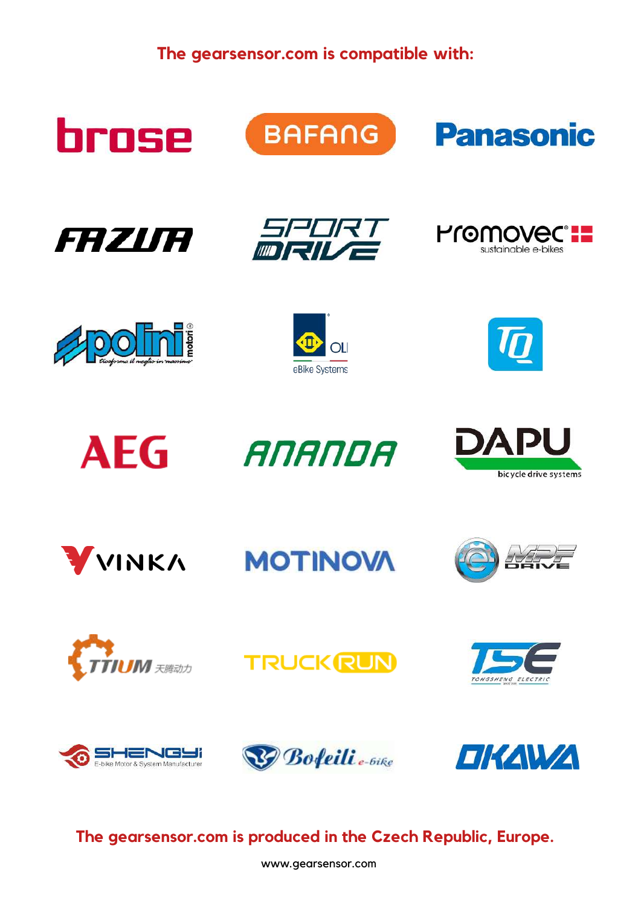The gearsensor.com is compatible with:

brose

BAFANG

Panasonic

FAZUA

SPORT DRIVE

Promovec®
sustainable e-bikes

polini motori®
trasforma il meglio in massimo

OLI
eBike Systems

TQ

AEG

ANANDA

DAPU
bicycle drive systems

VINKA

MOTINOVA

MPF DRIVE

TTIUM 天腾动力

TRUCKRUN

TSE
TONGSHENG ELECTRIC

SHENGYI
E-bike Motor & System Manufacturer

Bofeili e-bike

OKAWA

The gearsensor.com is produced in the Czech Republic, Europe.

www.gearsensor.com